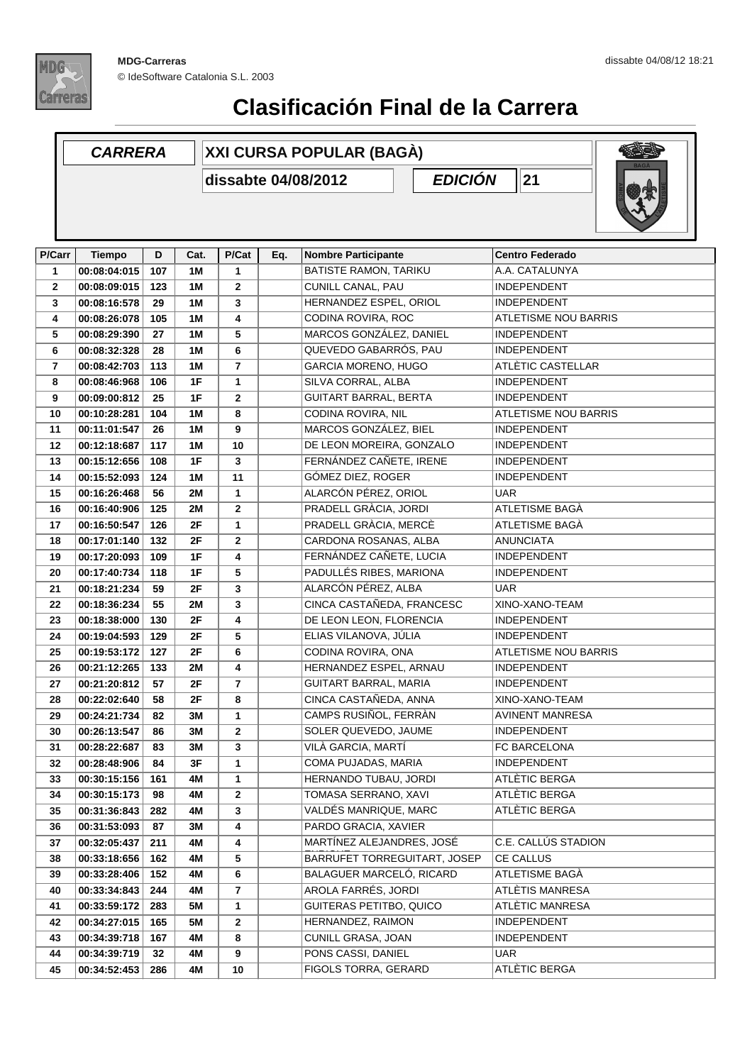MDG-Carreras

© IdeSoftware Catalonia S.L. 2003

dissabte 04/08/12 18:21

# Clasificación Final de la Carrera

| **CARRERA** | **XXI CURSA POPULAR (BAGÀ)** | | |
|---|---|---|---|
| | **dissabte 04/08/2012** | **EDICIÓN** | **21** |

| P/Carr | Tiempo | D | Cat. | P/Cat | Eq. | Nombre Participante | Centro Federado |
|---|---|---|---|---|---|---|---|
| 1 | 00:08:04:015 | 107 | 1M | 1 | | BATISTE RAMON, TARIKU | A.A. CATALUNYA |
| 2 | 00:08:09:015 | 123 | 1M | 2 | | CUNILL CANAL, PAU | INDEPENDENT |
| 3 | 00:08:16:578 | 29 | 1M | 3 | | HERNANDEZ ESPEL, ORIOL | INDEPENDENT |
| 4 | 00:08:26:078 | 105 | 1M | 4 | | CODINA ROVIRA, ROC | ATLETISME NOU BARRIS |
| 5 | 00:08:29:390 | 27 | 1M | 5 | | MARCOS GONZÁLEZ, DANIEL | INDEPENDENT |
| 6 | 00:08:32:328 | 28 | 1M | 6 | | QUEVEDO GABARRÓS, PAU | INDEPENDENT |
| 7 | 00:08:42:703 | 113 | 1M | 7 | | GARCIA MORENO, HUGO | ATLÈTIC CASTELLAR |
| 8 | 00:08:46:968 | 106 | 1F | 1 | | SILVA CORRAL, ALBA | INDEPENDENT |
| 9 | 00:09:00:812 | 25 | 1F | 2 | | GUITART BARRAL, BERTA | INDEPENDENT |
| 10 | 00:10:28:281 | 104 | 1M | 8 | | CODINA ROVIRA, NIL | ATLETISME NOU BARRIS |
| 11 | 00:11:01:547 | 26 | 1M | 9 | | MARCOS GONZÁLEZ, BIEL | INDEPENDENT |
| 12 | 00:12:18:687 | 117 | 1M | 10 | | DE LEON MOREIRA, GONZALO | INDEPENDENT |
| 13 | 00:15:12:656 | 108 | 1F | 3 | | FERNÁNDEZ CAÑETE, IRENE | INDEPENDENT |
| 14 | 00:15:52:093 | 124 | 1M | 11 | | GÓMEZ DIEZ, ROGER | INDEPENDENT |
| 15 | 00:16:26:468 | 56 | 2M | 1 | | ALARCÓN PÉREZ, ORIOL | UAR |
| 16 | 00:16:40:906 | 125 | 2M | 2 | | PRADELL GRÀCIA, JORDI | ATLETISME BAGÀ |
| 17 | 00:16:50:547 | 126 | 2F | 1 | | PRADELL GRÀCIA, MERCÈ | ATLETISME BAGÀ |
| 18 | 00:17:01:140 | 132 | 2F | 2 | | CARDONA ROSANAS, ALBA | ANUNCIATA |
| 19 | 00:17:20:093 | 109 | 1F | 4 | | FERNÁNDEZ CAÑETE, LUCIA | INDEPENDENT |
| 20 | 00:17:40:734 | 118 | 1F | 5 | | PADULLÉS RIBES, MARIONA | INDEPENDENT |
| 21 | 00:18:21:234 | 59 | 2F | 3 | | ALARCÓN PÉREZ, ALBA | UAR |
| 22 | 00:18:36:234 | 55 | 2M | 3 | | CINCA CASTAÑEDA, FRANCESC | XINO-XANO-TEAM |
| 23 | 00:18:38:000 | 130 | 2F | 4 | | DE LEON LEON, FLORENCIA | INDEPENDENT |
| 24 | 00:19:04:593 | 129 | 2F | 5 | | ELIAS VILANOVA, JÚLIA | INDEPENDENT |
| 25 | 00:19:53:172 | 127 | 2F | 6 | | CODINA ROVIRA, ONA | ATLETISME NOU BARRIS |
| 26 | 00:21:12:265 | 133 | 2M | 4 | | HERNANDEZ ESPEL, ARNAU | INDEPENDENT |
| 27 | 00:21:20:812 | 57 | 2F | 7 | | GUITART BARRAL, MARIA | INDEPENDENT |
| 28 | 00:22:02:640 | 58 | 2F | 8 | | CINCA CASTAÑEDA, ANNA | XINO-XANO-TEAM |
| 29 | 00:24:21:734 | 82 | 3M | 1 | | CAMPS RUSIÑOL, FERRÀN | AVINENT MANRESA |
| 30 | 00:26:13:547 | 86 | 3M | 2 | | SOLER QUEVEDO, JAUME | INDEPENDENT |
| 31 | 00:28:22:687 | 83 | 3M | 3 | | VILÀ GARCIA, MARTÍ | FC BARCELONA |
| 32 | 00:28:48:906 | 84 | 3F | 1 | | COMA PUJADAS, MARIA | INDEPENDENT |
| 33 | 00:30:15:156 | 161 | 4M | 1 | | HERNANDO TUBAU, JORDI | ATLÈTIC BERGA |
| 34 | 00:30:15:173 | 98 | 4M | 2 | | TOMASA SERRANO, XAVI | ATLÈTIC BERGA |
| 35 | 00:31:36:843 | 282 | 4M | 3 | | VALDÉS MANRIQUE, MARC | ATLÈTIC BERGA |
| 36 | 00:31:53:093 | 87 | 3M | 4 | | PARDO GRACIA, XAVIER | |
| 37 | 00:32:05:437 | 211 | 4M | 4 | | MARTÍNEZ ALEJANDRES, JOSÉ | C.E. CALLÚS STADION |
| 38 | 00:33:18:656 | 162 | 4M | 5 | | BARRUFET TORREGUITART, JOSEP | CE CALLUS |
| 39 | 00:33:28:406 | 152 | 4M | 6 | | BALAGUER MARCELÓ, RICARD | ATLETISME BAGÀ |
| 40 | 00:33:34:843 | 244 | 4M | 7 | | AROLA FARRÉS, JORDI | ATLÈTIS MANRESA |
| 41 | 00:33:59:172 | 283 | 5M | 1 | | GUITERAS PETITBO, QUICO | ATLÈTIC MANRESA |
| 42 | 00:34:27:015 | 165 | 5M | 2 | | HERNANDEZ, RAIMON | INDEPENDENT |
| 43 | 00:34:39:718 | 167 | 4M | 8 | | CUNILL GRASA, JOAN | INDEPENDENT |
| 44 | 00:34:39:719 | 32 | 4M | 9 | | PONS CASSI, DANIEL | UAR |
| 45 | 00:34:52:453 | 286 | 4M | 10 | | FIGOLS TORRA, GERARD | ATLÈTIC BERGA |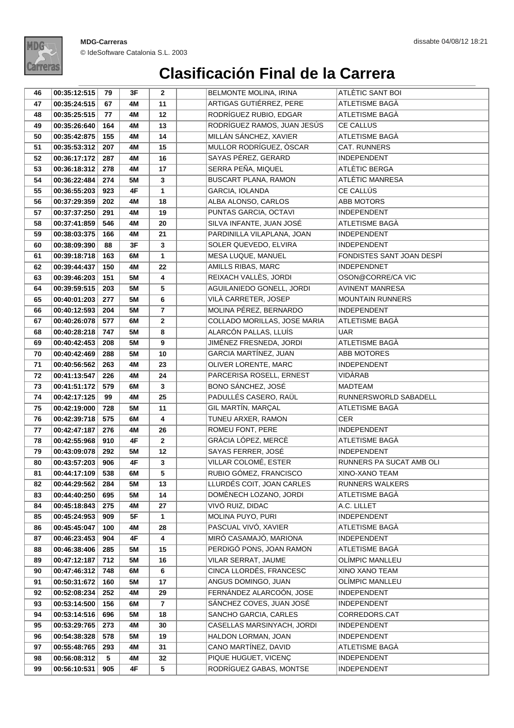# Clasificación Final de la Carrera

| | | | | | | | |
|---|---|---|---|---|---|---|---|
| 46 | 00:35:12:515 | 79 | 3F | 2 | | BELMONTE MOLINA, IRINA | ATLÈTIC SANT BOI |
| 47 | 00:35:24:515 | 67 | 4M | 11 | | ARTIGAS GUTIÉRREZ, PERE | ATLETISME BAGÀ |
| 48 | 00:35:25:515 | 77 | 4M | 12 | | RODRÍGUEZ RUBIO, EDGAR | ATLETISME BAGÀ |
| 49 | 00:35:26:640 | 164 | 4M | 13 | | RODRÍGUEZ RAMOS, JUAN JESÚS | CE CALLUS |
| 50 | 00:35:42:875 | 155 | 4M | 14 | | MILLÁN SÁNCHEZ, XAVIER | ATLETISME BAGÀ |
| 51 | 00:35:53:312 | 207 | 4M | 15 | | MULLOR RODRÍGUEZ, ÒSCAR | CAT. RUNNERS |
| 52 | 00:36:17:172 | 287 | 4M | 16 | | SAYAS PÉREZ, GERARD | INDEPENDENT |
| 53 | 00:36:18:312 | 278 | 4M | 17 | | SERRA PEÑA, MIQUEL | ATLÈTIC BERGA |
| 54 | 00:36:22:484 | 274 | 5M | 3 | | BUSCART PLANA, RAMON | ATLÈTIC MANRESA |
| 55 | 00:36:55:203 | 923 | 4F | 1 | | GARCIA, IOLANDA | CE CALLÚS |
| 56 | 00:37:29:359 | 202 | 4M | 18 | | ALBA ALONSO, CARLOS | ABB MOTORS |
| 57 | 00:37:37:250 | 291 | 4M | 19 | | PUNTAS GARCIA, OCTAVI | INDEPENDENT |
| 58 | 00:37:41:859 | 546 | 4M | 20 | | SILVA INFANTE, JUAN JOSÉ | ATLETISME BAGÀ |
| 59 | 00:38:03:375 | 166 | 4M | 21 | | PARDINILLA VILAPLANA, JOAN | INDEPENDENT |
| 60 | 00:38:09:390 | 88 | 3F | 3 | | SOLER QUEVEDO, ELVIRA | INDEPENDENT |
| 61 | 00:39:18:718 | 163 | 6M | 1 | | MESA LUQUE, MANUEL | FONDISTES SANT JOAN DESPÍ |
| 62 | 00:39:44:437 | 150 | 4M | 22 | | AMILLS RIBAS, MARC | INDEPENDNET |
| 63 | 00:39:46:203 | 151 | 5M | 4 | | REIXACH VALLÈS, JORDI | OSON@CORRE/CA VIC |
| 64 | 00:39:59:515 | 203 | 5M | 5 | | AGUILANIEDO GONELL, JORDI | AVINENT MANRESA |
| 65 | 00:40:01:203 | 277 | 5M | 6 | | VILÀ CARRETER, JOSEP | MOUNTAIN RUNNERS |
| 66 | 00:40:12:593 | 204 | 5M | 7 | | MOLINA PÉREZ, BERNARDO | INDEPENDENT |
| 67 | 00:40:26:078 | 577 | 6M | 2 | | COLLADO MORILLAS, JOSE MARIA | ATLETISME BAGÀ |
| 68 | 00:40:28:218 | 747 | 5M | 8 | | ALARCÓN PALLAS, LLUÍS | UAR |
| 69 | 00:40:42:453 | 208 | 5M | 9 | | JIMÉNEZ FRESNEDA, JORDI | ATLETISME BAGÀ |
| 70 | 00:40:42:469 | 288 | 5M | 10 | | GARCIA MARTÍNEZ, JUAN | ABB MOTORES |
| 71 | 00:40:56:562 | 263 | 4M | 23 | | OLIVER LORENTE, MARC | INDEPENDENT |
| 72 | 00:41:13:547 | 226 | 4M | 24 | | PARCERISA ROSELL, ERNEST | VIDÀRAB |
| 73 | 00:41:51:172 | 579 | 6M | 3 | | BONO SÁNCHEZ, JOSÉ | MADTEAM |
| 74 | 00:42:17:125 | 99 | 4M | 25 | | PADULLÉS CASERO, RAÜL | RUNNERSWORLD SABADELL |
| 75 | 00:42:19:000 | 728 | 5M | 11 | | GIL MARTÍN, MARÇAL | ATLETISME BAGÀ |
| 76 | 00:42:39:718 | 575 | 6M | 4 | | TUNEU ARXER, RAMON | CER |
| 77 | 00:42:47:187 | 276 | 4M | 26 | | ROMEU FONT, PERE | INDEPENDENT |
| 78 | 00:42:55:968 | 910 | 4F | 2 | | GRÀCIA LÓPEZ, MERCÈ | ATLETISME BAGÀ |
| 79 | 00:43:09:078 | 292 | 5M | 12 | | SAYAS FERRER, JOSÉ | INDEPENDENT |
| 80 | 00:43:57:203 | 906 | 4F | 3 | | VILLAR COLOMÉ, ESTER | RUNNERS PA SUCAT AMB OLI |
| 81 | 00:44:17:109 | 538 | 6M | 5 | | RUBIO GÓMEZ, FRANCISCO | XINO-XANO TEAM |
| 82 | 00:44:29:562 | 284 | 5M | 13 | | LLURDÉS COIT, JOAN CARLES | RUNNERS WALKERS |
| 83 | 00:44:40:250 | 695 | 5M | 14 | | DOMÈNECH LOZANO, JORDI | ATLETISME BAGÀ |
| 84 | 00:45:18:843 | 275 | 4M | 27 | | VIVÓ RUIZ, DIDAC | A.C. LILLET |
| 85 | 00:45:24:953 | 909 | 5F | 1 | | MOLINA PUYO, PURI | INDEPENDENT |
| 86 | 00:45:45:047 | 100 | 4M | 28 | | PASCUAL VIVÓ, XAVIER | ATLETISME BAGÀ |
| 87 | 00:46:23:453 | 904 | 4F | 4 | | MIRÓ CASAMAJÓ, MARIONA | INDEPENDENT |
| 88 | 00:46:38:406 | 285 | 5M | 15 | | PERDIGÓ PONS, JOAN RAMON | ATLETISME BAGÀ |
| 89 | 00:47:12:187 | 712 | 5M | 16 | | VILAR SERRAT, JAUME | OLÍMPIC MANLLEU |
| 90 | 00:47:46:312 | 748 | 6M | 6 | | CINCA LLORDÉS, FRANCESC | XINO XANO TEAM |
| 91 | 00:50:31:672 | 160 | 5M | 17 | | ANGUS DOMINGO, JUAN | OLÍMPIC MANLLEU |
| 92 | 00:52:08:234 | 252 | 4M | 29 | | FERNÁNDEZ ALARCOÓN, JOSE | INDEPENDENT |
| 93 | 00:53:14:500 | 156 | 6M | 7 | | SÁNCHEZ COVES, JUAN JOSÉ | INDEPENDENT |
| 94 | 00:53:14:516 | 696 | 5M | 18 | | SANCHO GARCIA, CARLES | CORREDORS.CAT |
| 95 | 00:53:29:765 | 273 | 4M | 30 | | CASELLAS MARSINYACH, JORDI | INDEPENDENT |
| 96 | 00:54:38:328 | 578 | 5M | 19 | | HALDON LORMAN, JOAN | INDEPENDENT |
| 97 | 00:55:48:765 | 293 | 4M | 31 | | CANO MARTÍNEZ, DAVID | ATLETISME BAGÀ |
| 98 | 00:56:08:312 | 5 | 4M | 32 | | PIQUE HUGUET, VICENÇ | INDEPENDENT |
| 99 | 00:56:10:531 | 905 | 4F | 5 | | RODRÍGUEZ GABAS, MONTSE | INDEPENDENT |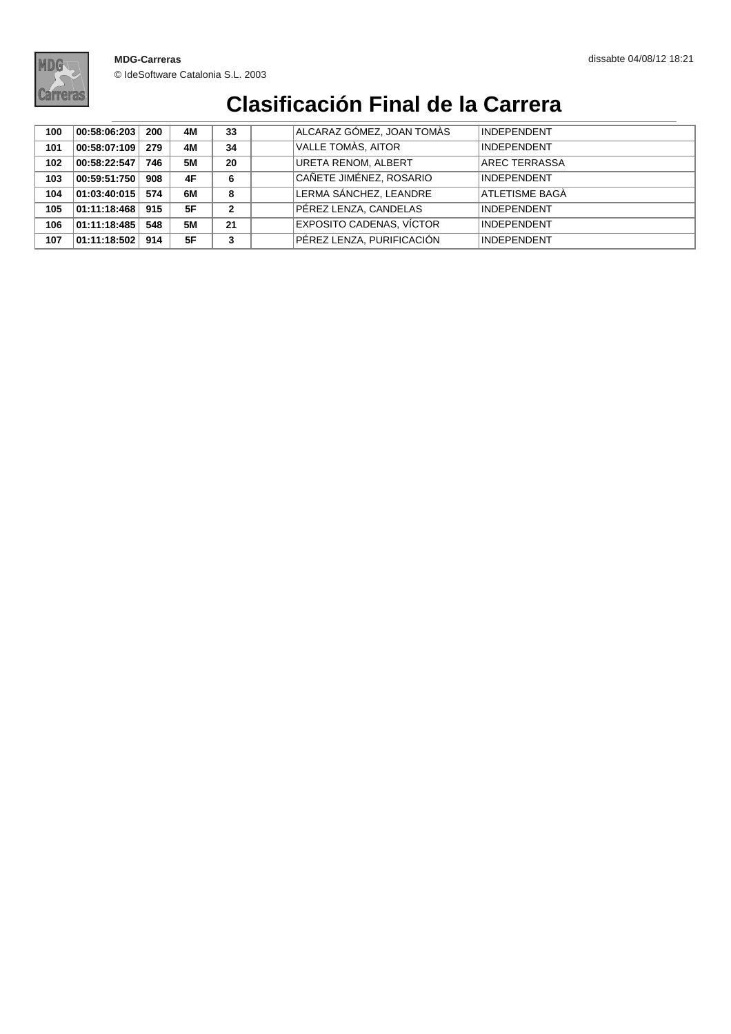# Clasificación Final de la Carrera

| | | | | | | | |
|---|---|---|---|---|---|---|---|
| **100** | **00:58:06:203** | **200** | **4M** | **33** | | ALCARAZ GÓMEZ, JOAN TOMÀS | INDEPENDENT |
| **101** | **00:58:07:109** | **279** | **4M** | **34** | | VALLE TOMÀS, AITOR | INDEPENDENT |
| **102** | **00:58:22:547** | **746** | **5M** | **20** | | URETA RENOM, ALBERT | AREC TERRASSA |
| **103** | **00:59:51:750** | **908** | **4F** | **6** | | CAÑETE JIMÉNEZ, ROSARIO | INDEPENDENT |
| **104** | **01:03:40:015** | **574** | **6M** | **8** | | LERMA SÁNCHEZ, LEANDRE | ATLETISME BAGÀ |
| **105** | **01:11:18:468** | **915** | **5F** | **2** | | PÉREZ LENZA, CANDELAS | INDEPENDENT |
| **106** | **01:11:18:485** | **548** | **5M** | **21** | | EXPOSITO CADENAS, VÍCTOR | INDEPENDENT |
| **107** | **01:11:18:502** | **914** | **5F** | **3** | | PÉREZ LENZA, PURIFICACIÓN | INDEPENDENT |